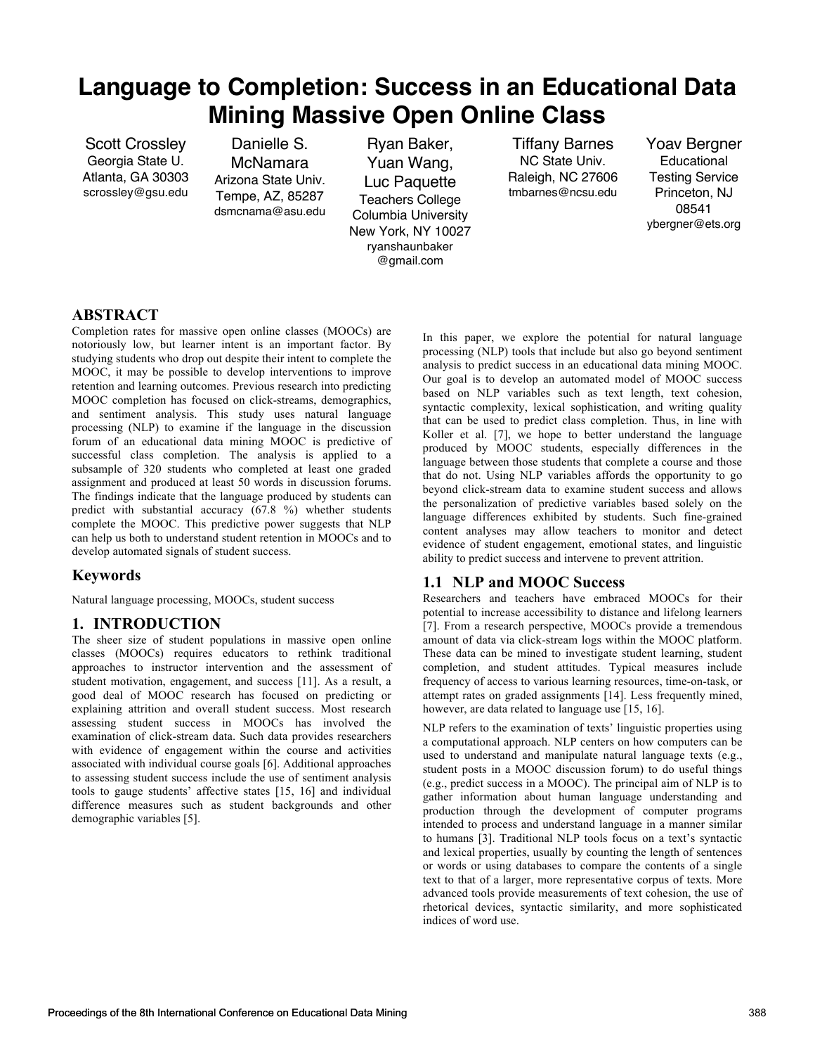# Language to Completion: Success in an Educational Data Mining Massive Open Online Class

Scott Crossley
Georgia State U.
Atlanta, GA 30303
scrossley@gsu.edu

Danielle S. McNamara
Arizona State Univ.
Tempe, AZ, 85287
dsmcnama@asu.edu

Ryan Baker, Yuan Wang, Luc Paquette
Teachers College
Columbia University
New York, NY 10027
ryanshaunbaker@gmail.com

Tiffany Barnes
NC State Univ.
Raleigh, NC 27606
tmbarnes@ncsu.edu

Yoav Bergner
Educational Testing Service
Princeton, NJ 08541
ybergner@ets.org

## ABSTRACT

Completion rates for massive open online classes (MOOCs) are notoriously low, but learner intent is an important factor. By studying students who drop out despite their intent to complete the MOOC, it may be possible to develop interventions to improve retention and learning outcomes. Previous research into predicting MOOC completion has focused on click-streams, demographics, and sentiment analysis. This study uses natural language processing (NLP) to examine if the language in the discussion forum of an educational data mining MOOC is predictive of successful class completion. The analysis is applied to a subsample of 320 students who completed at least one graded assignment and produced at least 50 words in discussion forums. The findings indicate that the language produced by students can predict with substantial accuracy (67.8 %) whether students complete the MOOC. This predictive power suggests that NLP can help us both to understand student retention in MOOCs and to develop automated signals of student success.

## Keywords

Natural language processing, MOOCs, student success

## 1. INTRODUCTION

The sheer size of student populations in massive open online classes (MOOCs) requires educators to rethink traditional approaches to instructor intervention and the assessment of student motivation, engagement, and success [11]. As a result, a good deal of MOOC research has focused on predicting or explaining attrition and overall student success. Most research assessing student success in MOOCs has involved the examination of click-stream data. Such data provides researchers with evidence of engagement within the course and activities associated with individual course goals [6]. Additional approaches to assessing student success include the use of sentiment analysis tools to gauge students' affective states [15, 16] and individual difference measures such as student backgrounds and other demographic variables [5].

In this paper, we explore the potential for natural language processing (NLP) tools that include but also go beyond sentiment analysis to predict success in an educational data mining MOOC. Our goal is to develop an automated model of MOOC success based on NLP variables such as text length, text cohesion, syntactic complexity, lexical sophistication, and writing quality that can be used to predict class completion. Thus, in line with Koller et al. [7], we hope to better understand the language produced by MOOC students, especially differences in the language between those students that complete a course and those that do not. Using NLP variables affords the opportunity to go beyond click-stream data to examine student success and allows the personalization of predictive variables based solely on the language differences exhibited by students. Such fine-grained content analyses may allow teachers to monitor and detect evidence of student engagement, emotional states, and linguistic ability to predict success and intervene to prevent attrition.

### 1.1 NLP and MOOC Success

Researchers and teachers have embraced MOOCs for their potential to increase accessibility to distance and lifelong learners [7]. From a research perspective, MOOCs provide a tremendous amount of data via click-stream logs within the MOOC platform. These data can be mined to investigate student learning, student completion, and student attitudes. Typical measures include frequency of access to various learning resources, time-on-task, or attempt rates on graded assignments [14]. Less frequently mined, however, are data related to language use [15, 16].

NLP refers to the examination of texts' linguistic properties using a computational approach. NLP centers on how computers can be used to understand and manipulate natural language texts (e.g., student posts in a MOOC discussion forum) to do useful things (e.g., predict success in a MOOC). The principal aim of NLP is to gather information about human language understanding and production through the development of computer programs intended to process and understand language in a manner similar to humans [3]. Traditional NLP tools focus on a text's syntactic and lexical properties, usually by counting the length of sentences or words or using databases to compare the contents of a single text to that of a larger, more representative corpus of texts. More advanced tools provide measurements of text cohesion, the use of rhetorical devices, syntactic similarity, and more sophisticated indices of word use.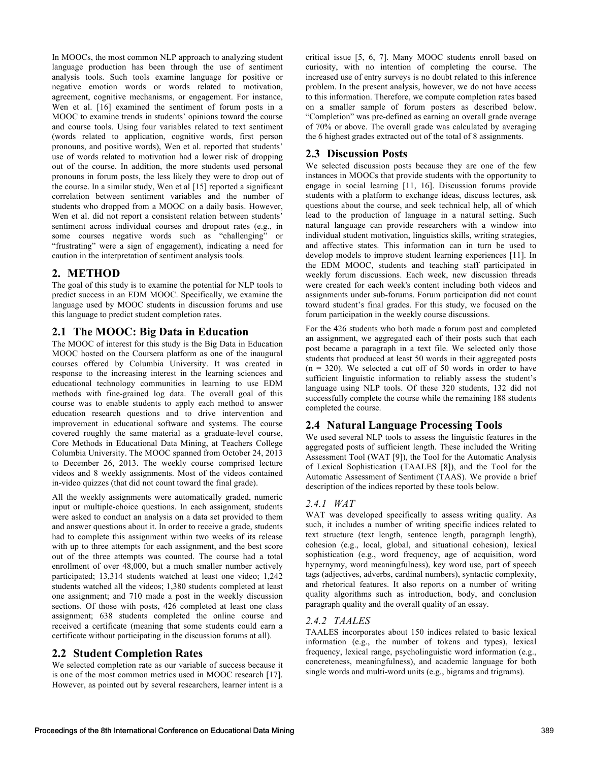In MOOCs, the most common NLP approach to analyzing student language production has been through the use of sentiment analysis tools. Such tools examine language for positive or negative emotion words or words related to motivation, agreement, cognitive mechanisms, or engagement. For instance, Wen et al. [16] examined the sentiment of forum posts in a MOOC to examine trends in students' opinions toward the course and course tools. Using four variables related to text sentiment (words related to application, cognitive words, first person pronouns, and positive words), Wen et al. reported that students' use of words related to motivation had a lower risk of dropping out of the course. In addition, the more students used personal pronouns in forum posts, the less likely they were to drop out of the course. In a similar study, Wen et al [15] reported a significant correlation between sentiment variables and the number of students who dropped from a MOOC on a daily basis. However, Wen et al. did not report a consistent relation between students' sentiment across individual courses and dropout rates (e.g., in some courses negative words such as "challenging" or "frustrating" were a sign of engagement), indicating a need for caution in the interpretation of sentiment analysis tools.

## 2. METHOD

The goal of this study is to examine the potential for NLP tools to predict success in an EDM MOOC. Specifically, we examine the language used by MOOC students in discussion forums and use this language to predict student completion rates.

### 2.1 The MOOC: Big Data in Education

The MOOC of interest for this study is the Big Data in Education MOOC hosted on the Coursera platform as one of the inaugural courses offered by Columbia University. It was created in response to the increasing interest in the learning sciences and educational technology communities in learning to use EDM methods with fine-grained log data. The overall goal of this course was to enable students to apply each method to answer education research questions and to drive intervention and improvement in educational software and systems. The course covered roughly the same material as a graduate-level course, Core Methods in Educational Data Mining, at Teachers College Columbia University. The MOOC spanned from October 24, 2013 to December 26, 2013. The weekly course comprised lecture videos and 8 weekly assignments. Most of the videos contained in-video quizzes (that did not count toward the final grade).

All the weekly assignments were automatically graded, numeric input or multiple-choice questions. In each assignment, students were asked to conduct an analysis on a data set provided to them and answer questions about it. In order to receive a grade, students had to complete this assignment within two weeks of its release with up to three attempts for each assignment, and the best score out of the three attempts was counted. The course had a total enrollment of over 48,000, but a much smaller number actively participated; 13,314 students watched at least one video; 1,242 students watched all the videos; 1,380 students completed at least one assignment; and 710 made a post in the weekly discussion sections. Of those with posts, 426 completed at least one class assignment; 638 students completed the online course and received a certificate (meaning that some students could earn a certificate without participating in the discussion forums at all).

### 2.2 Student Completion Rates

We selected completion rate as our variable of success because it is one of the most common metrics used in MOOC research [17]. However, as pointed out by several researchers, learner intent is a critical issue [5, 6, 7]. Many MOOC students enroll based on curiosity, with no intention of completing the course. The increased use of entry surveys is no doubt related to this inference problem. In the present analysis, however, we do not have access to this information. Therefore, we compute completion rates based on a smaller sample of forum posters as described below. "Completion" was pre-defined as earning an overall grade average of 70% or above. The overall grade was calculated by averaging the 6 highest grades extracted out of the total of 8 assignments.

### 2.3 Discussion Posts

We selected discussion posts because they are one of the few instances in MOOCs that provide students with the opportunity to engage in social learning [11, 16]. Discussion forums provide students with a platform to exchange ideas, discuss lectures, ask questions about the course, and seek technical help, all of which lead to the production of language in a natural setting. Such natural language can provide researchers with a window into individual student motivation, linguistics skills, writing strategies, and affective states. This information can in turn be used to develop models to improve student learning experiences [11]. In the EDM MOOC, students and teaching staff participated in weekly forum discussions. Each week, new discussion threads were created for each week's content including both videos and assignments under sub-forums. Forum participation did not count toward student's final grades. For this study, we focused on the forum participation in the weekly course discussions.

For the 426 students who both made a forum post and completed an assignment, we aggregated each of their posts such that each post became a paragraph in a text file. We selected only those students that produced at least 50 words in their aggregated posts (n = 320). We selected a cut off of 50 words in order to have sufficient linguistic information to reliably assess the student's language using NLP tools. Of these 320 students, 132 did not successfully complete the course while the remaining 188 students completed the course.

### 2.4 Natural Language Processing Tools

We used several NLP tools to assess the linguistic features in the aggregated posts of sufficient length. These included the Writing Assessment Tool (WAT [9]), the Tool for the Automatic Analysis of Lexical Sophistication (TAALES [8]), and the Tool for the Automatic Assessment of Sentiment (TAAS). We provide a brief description of the indices reported by these tools below.

#### *2.4.1 WAT*

WAT was developed specifically to assess writing quality. As such, it includes a number of writing specific indices related to text structure (text length, sentence length, paragraph length), cohesion (e.g., local, global, and situational cohesion), lexical sophistication (e.g., word frequency, age of acquisition, word hypernymy, word meaningfulness), key word use, part of speech tags (adjectives, adverbs, cardinal numbers), syntactic complexity, and rhetorical features. It also reports on a number of writing quality algorithms such as introduction, body, and conclusion paragraph quality and the overall quality of an essay.

#### *2.4.2 TAALES*

TAALES incorporates about 150 indices related to basic lexical information (e.g., the number of tokens and types), lexical frequency, lexical range, psycholinguistic word information (e.g., concreteness, meaningfulness), and academic language for both single words and multi-word units (e.g., bigrams and trigrams).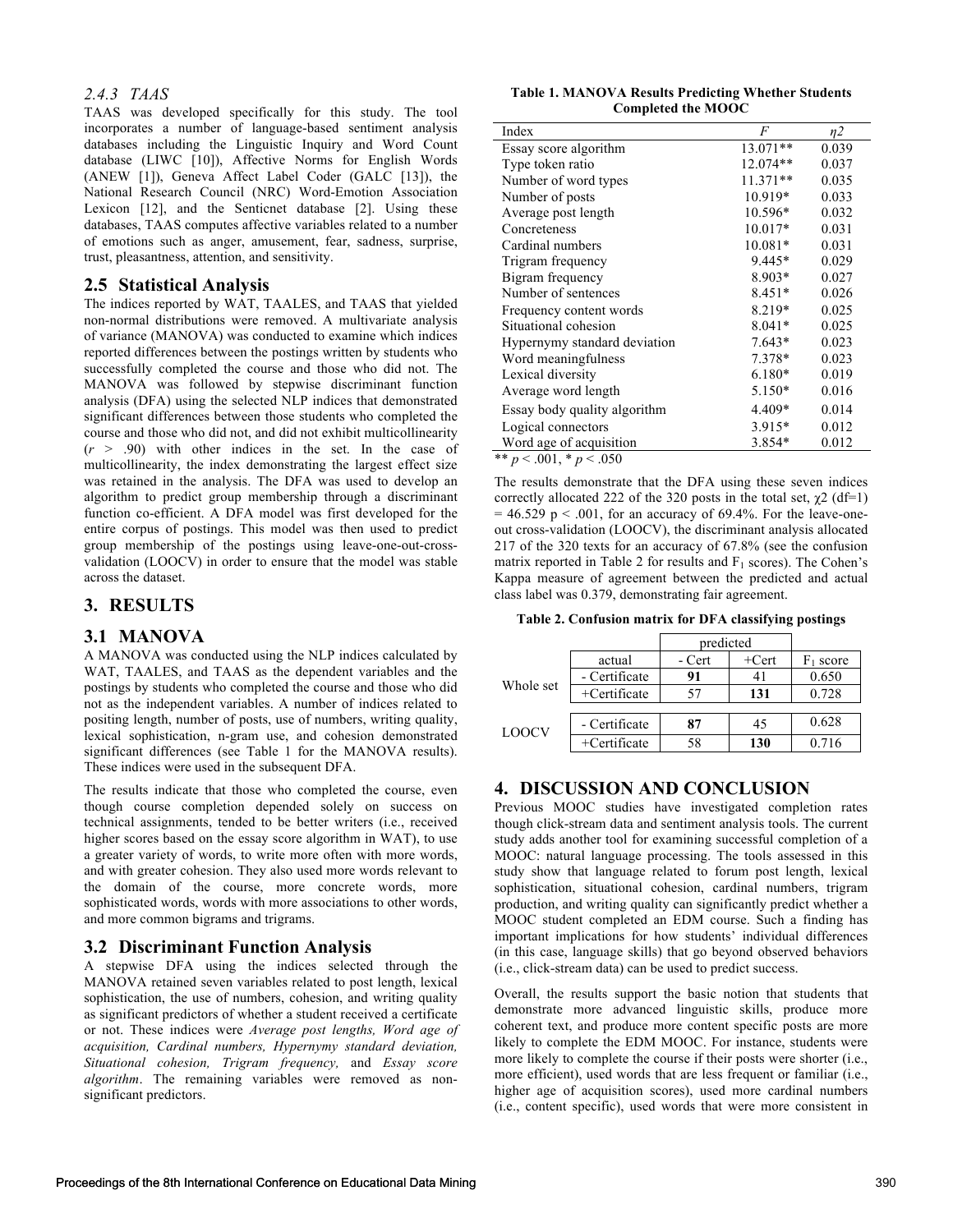### 2.4.3 TAAS

TAAS was developed specifically for this study. The tool incorporates a number of language-based sentiment analysis databases including the Linguistic Inquiry and Word Count database (LIWC [10]), Affective Norms for English Words (ANEW [1]), Geneva Affect Label Coder (GALC [13]), the National Research Council (NRC) Word-Emotion Association Lexicon [12], and the Senticnet database [2]. Using these databases, TAAS computes affective variables related to a number of emotions such as anger, amusement, fear, sadness, surprise, trust, pleasantness, attention, and sensitivity.

## 2.5 Statistical Analysis

The indices reported by WAT, TAALES, and TAAS that yielded non-normal distributions were removed. A multivariate analysis of variance (MANOVA) was conducted to examine which indices reported differences between the postings written by students who successfully completed the course and those who did not. The MANOVA was followed by stepwise discriminant function analysis (DFA) using the selected NLP indices that demonstrated significant differences between those students who completed the course and those who did not, and did not exhibit multicollinearity ($r > .90$) with other indices in the set. In the case of multicollinearity, the index demonstrating the largest effect size was retained in the analysis. The DFA was used to develop an algorithm to predict group membership through a discriminant function co-efficient. A DFA model was first developed for the entire corpus of postings. This model was then used to predict group membership of the postings using leave-one-out-cross-validation (LOOCV) in order to ensure that the model was stable across the dataset.

# 3. RESULTS

## 3.1 MANOVA

A MANOVA was conducted using the NLP indices calculated by WAT, TAALES, and TAAS as the dependent variables and the postings by students who completed the course and those who did not as the independent variables. A number of indices related to positing length, number of posts, use of numbers, writing quality, lexical sophistication, n-gram use, and cohesion demonstrated significant differences (see Table 1 for the MANOVA results). These indices were used in the subsequent DFA.

**Table 1. MANOVA Results Predicting Whether Students Completed the MOOC**

| Index | $F$ | $\eta 2$ |
|---|---|---|
| Essay score algorithm | 13.071** | 0.039 |
| Type token ratio | 12.074** | 0.037 |
| Number of word types | 11.371** | 0.035 |
| Number of posts | 10.919* | 0.033 |
| Average post length | 10.596* | 0.032 |
| Concreteness | 10.017* | 0.031 |
| Cardinal numbers | 10.081* | 0.031 |
| Trigram frequency | 9.445* | 0.029 |
| Bigram frequency | 8.903* | 0.027 |
| Number of sentences | 8.451* | 0.026 |
| Frequency content words | 8.219* | 0.025 |
| Situational cohesion | 8.041* | 0.025 |
| Hypernymy standard deviation | 7.643* | 0.023 |
| Word meaningfulness | 7.378* | 0.023 |
| Lexical diversity | 6.180* | 0.019 |
| Average word length | 5.150* | 0.016 |
| Essay body quality algorithm | 4.409* | 0.014 |
| Logical connectors | 3.915* | 0.012 |
| Word age of acquisition | 3.854* | 0.012 |

** $p < .001$, * $p < .050$

The results indicate that those who completed the course, even though course completion depended solely on success on technical assignments, tended to be better writers (i.e., received higher scores based on the essay score algorithm in WAT), to use a greater variety of words, to write more often with more words, and with greater cohesion. They also used more words relevant to the domain of the course, more concrete words, more sophisticated words, words with more associations to other words, and more common bigrams and trigrams.

## 3.2 Discriminant Function Analysis

A stepwise DFA using the indices selected through the MANOVA retained seven variables related to post length, lexical sophistication, the use of numbers, cohesion, and writing quality as significant predictors of whether a student received a certificate or not. These indices were *Average post lengths, Word age of acquisition, Cardinal numbers, Hypernymy standard deviation, Situational cohesion, Trigram frequency,* and *Essay score algorithm*. The remaining variables were removed as non-significant predictors.

The results demonstrate that the DFA using these seven indices correctly allocated 222 of the 320 posts in the total set, $\chi 2$ (df=1) = 46.529 $p < .001$, for an accuracy of 69.4%. For the leave-one-out cross-validation (LOOCV), the discriminant analysis allocated 217 of the 320 texts for an accuracy of 67.8% (see the confusion matrix reported in Table 2 for results and $F_1$ scores). The Cohen's Kappa measure of agreement between the predicted and actual class label was 0.379, demonstrating fair agreement.

**Table 2. Confusion matrix for DFA classifying postings**

| | | predicted | | |
|---|---|---|---|---|
| | actual | - Cert | +Cert | $F_1$ score |
| Whole set | - Certificate | **91** | 41 | 0.650 |
| | +Certificate | 57 | **131** | 0.728 |
| LOOCV | - Certificate | **87** | 45 | 0.628 |
| | +Certificate | 58 | **130** | 0.716 |

# 4. DISCUSSION AND CONCLUSION

Previous MOOC studies have investigated completion rates though click-stream data and sentiment analysis tools. The current study adds another tool for examining successful completion of a MOOC: natural language processing. The tools assessed in this study show that language related to forum post length, lexical sophistication, situational cohesion, cardinal numbers, trigram production, and writing quality can significantly predict whether a MOOC student completed an EDM course. Such a finding has important implications for how students' individual differences (in this case, language skills) that go beyond observed behaviors (i.e., click-stream data) can be used to predict success.

Overall, the results support the basic notion that students that demonstrate more advanced linguistic skills, produce more coherent text, and produce more content specific posts are more likely to complete the EDM MOOC. For instance, students were more likely to complete the course if their posts were shorter (i.e., more efficient), used words that are less frequent or familiar (i.e., higher age of acquisition scores), used more cardinal numbers (i.e., content specific), used words that were more consistent in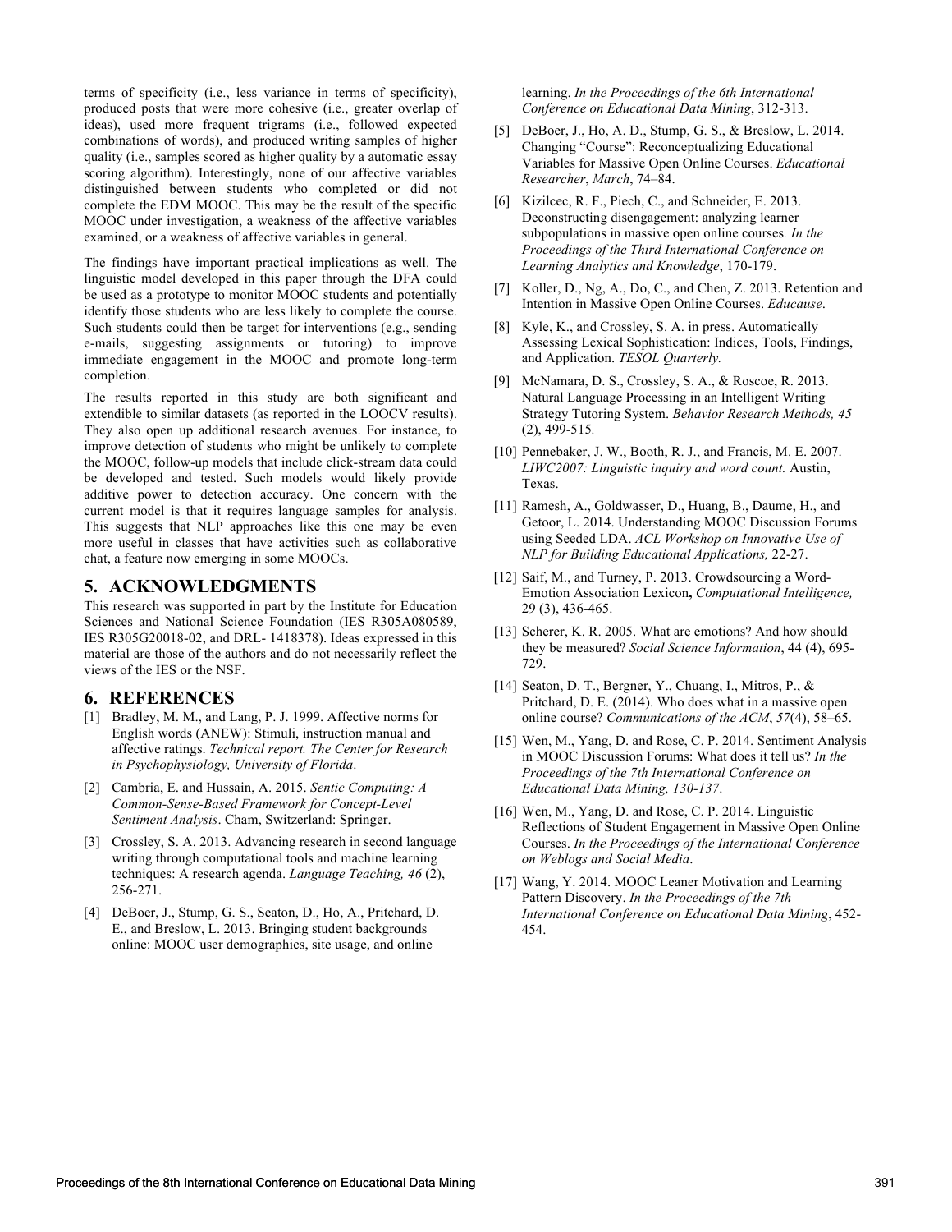terms of specificity (i.e., less variance in terms of specificity), produced posts that were more cohesive (i.e., greater overlap of ideas), used more frequent trigrams (i.e., followed expected combinations of words), and produced writing samples of higher quality (i.e., samples scored as higher quality by a automatic essay scoring algorithm). Interestingly, none of our affective variables distinguished between students who completed or did not complete the EDM MOOC. This may be the result of the specific MOOC under investigation, a weakness of the affective variables examined, or a weakness of affective variables in general.

The findings have important practical implications as well. The linguistic model developed in this paper through the DFA could be used as a prototype to monitor MOOC students and potentially identify those students who are less likely to complete the course. Such students could then be target for interventions (e.g., sending e-mails, suggesting assignments or tutoring) to improve immediate engagement in the MOOC and promote long-term completion.

The results reported in this study are both significant and extendible to similar datasets (as reported in the LOOCV results). They also open up additional research avenues. For instance, to improve detection of students who might be unlikely to complete the MOOC, follow-up models that include click-stream data could be developed and tested. Such models would likely provide additive power to detection accuracy. One concern with the current model is that it requires language samples for analysis. This suggests that NLP approaches like this one may be even more useful in classes that have activities such as collaborative chat, a feature now emerging in some MOOCs.

## 5. ACKNOWLEDGMENTS

This research was supported in part by the Institute for Education Sciences and National Science Foundation (IES R305A080589, IES R305G20018-02, and DRL- 1418378). Ideas expressed in this material are those of the authors and do not necessarily reflect the views of the IES or the NSF.

## 6. REFERENCES

[1] Bradley, M. M., and Lang, P. J. 1999. Affective norms for English words (ANEW): Stimuli, instruction manual and affective ratings. *Technical report. The Center for Research in Psychophysiology, University of Florida*.

[2] Cambria, E. and Hussain, A. 2015. *Sentic Computing: A Common-Sense-Based Framework for Concept-Level Sentiment Analysis*. Cham, Switzerland: Springer.

[3] Crossley, S. A. 2013. Advancing research in second language writing through computational tools and machine learning techniques: A research agenda. *Language Teaching, 46* (2), 256-271.

[4] DeBoer, J., Stump, G. S., Seaton, D., Ho, A., Pritchard, D. E., and Breslow, L. 2013. Bringing student backgrounds online: MOOC user demographics, site usage, and online learning. *In the Proceedings of the 6th International Conference on Educational Data Mining*, 312-313.

[5] DeBoer, J., Ho, A. D., Stump, G. S., & Breslow, L. 2014. Changing "Course": Reconceptualizing Educational Variables for Massive Open Online Courses. *Educational Researcher*, *March*, 74–84.

[6] Kizilcec, R. F., Piech, C., and Schneider, E. 2013. Deconstructing disengagement: analyzing learner subpopulations in massive open online courses*. In the Proceedings of the Third International Conference on Learning Analytics and Knowledge*, 170-179.

[7] Koller, D., Ng, A., Do, C., and Chen, Z. 2013. Retention and Intention in Massive Open Online Courses. *Educause*.

[8] Kyle, K., and Crossley, S. A. in press. Automatically Assessing Lexical Sophistication: Indices, Tools, Findings, and Application. *TESOL Quarterly.*

[9] McNamara, D. S., Crossley, S. A., & Roscoe, R. 2013. Natural Language Processing in an Intelligent Writing Strategy Tutoring System. *Behavior Research Methods, 45* (2), 499-515*.*

[10] Pennebaker, J. W., Booth, R. J., and Francis, M. E. 2007. *LIWC2007: Linguistic inquiry and word count.* Austin, Texas.

[11] Ramesh, A., Goldwasser, D., Huang, B., Daume, H., and Getoor, L. 2014. Understanding MOOC Discussion Forums using Seeded LDA. *ACL Workshop on Innovative Use of NLP for Building Educational Applications,* 22-27.

[12] Saif, M., and Turney, P. 2013. Crowdsourcing a Word-Emotion Association Lexicon**,** *Computational Intelligence,* 29 (3), 436-465.

[13] Scherer, K. R. 2005. What are emotions? And how should they be measured? *Social Science Information*, 44 (4), 695-729.

[14] Seaton, D. T., Bergner, Y., Chuang, I., Mitros, P., & Pritchard, D. E. (2014). Who does what in a massive open online course? *Communications of the ACM*, *57*(4), 58–65.

[15] Wen, M., Yang, D. and Rose, C. P. 2014. Sentiment Analysis in MOOC Discussion Forums: What does it tell us? *In the Proceedings of the 7th International Conference on Educational Data Mining, 130-137*.

[16] Wen, M., Yang, D. and Rose, C. P. 2014. Linguistic Reflections of Student Engagement in Massive Open Online Courses. *In the Proceedings of the International Conference on Weblogs and Social Media*.

[17] Wang, Y. 2014. MOOC Leaner Motivation and Learning Pattern Discovery. *In the Proceedings of the 7th International Conference on Educational Data Mining*, 452-454.